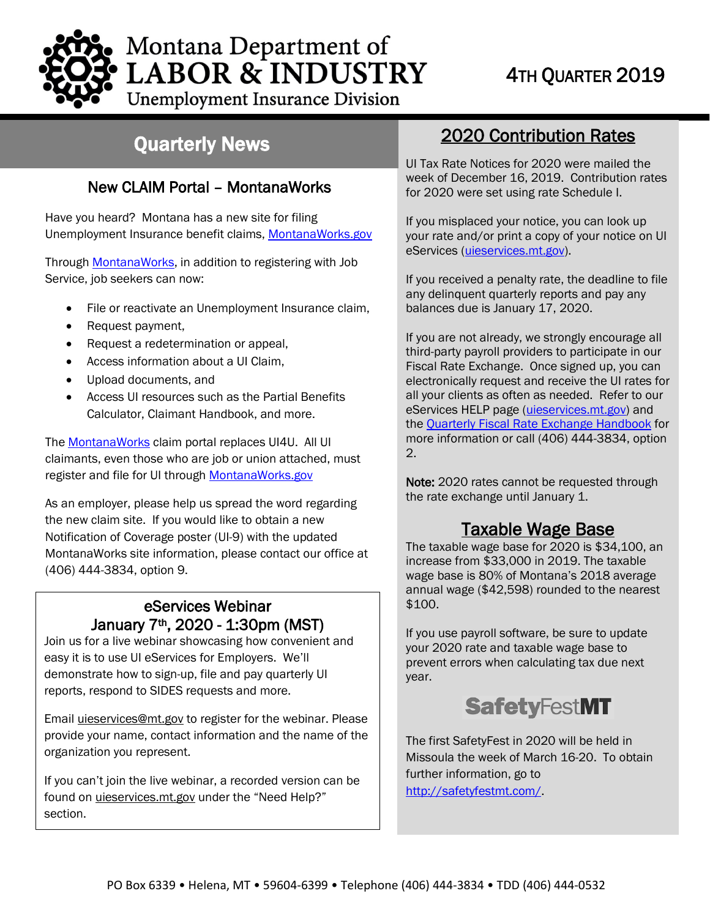# Montana Department of LABOR & INDUSTRY

Unemployment Insurance Division

4TH QUARTER 2019

## Quarterly News

### New CLAIM Portal – MontanaWorks

Have you heard? Montana has a new site for filing Unemployment Insurance benefit claims, MontanaWorks.gov

Through MontanaWorks, in addition to registering with Job Service, job seekers can now:

- File or reactivate an Unemployment Insurance claim,
- Request payment,
- Request a redetermination or appeal,
- Access information about a UI Claim,
- Upload documents, and
- Access UI resources such as the Partial Benefits Calculator, Claimant Handbook, and more.

The MontanaWorks claim portal replaces UI4U. All UI claimants, even those who are job or union attached, must register and file for UI through MontanaWorks.gov

As an employer, please help us spread the word regarding the new claim site. If you would like to obtain a new Notification of Coverage poster (UI-9) with the updated MontanaWorks site information, please contact our office at (406) 444-3834, option 9.

### eServices Webinar January 7th, 2020 - 1:30pm (MST)

Join us for a live webinar showcasing how convenient and easy it is to use UI eServices for Employers. We'll demonstrate how to sign-up, file and pay quarterly UI reports, respond to SIDES requests and more.

Email uieservices@mt.gov to register for the webinar. Please provide your name, contact information and the name of the organization you represent.

If you can't join the live webinar, a recorded version can be found on uieservices.mt.gov under the "Need Help?" section.

## 2020 Contribution Rates

UI Tax Rate Notices for 2020 were mailed the week of December 16, 2019. Contribution rates for 2020 were set using rate Schedule I.

If you misplaced your notice, you can look up your rate and/or print a copy of your notice on UI eServices (uieservices.mt.gov).

If you received a penalty rate, the deadline to file any delinquent quarterly reports and pay any balances due is January 17, 2020.

If you are not already, we strongly encourage all third-party payroll providers to participate in our Fiscal Rate Exchange. Once signed up, you can electronically request and receive the UI rates for all your clients as often as needed. Refer to our eServices HELP page (uieservices.mt.gov) and the Quarterly Fiscal Rate Exchange Handbook for more information or call (406) 444-3834, option 2.

**Note:** 2020 rates cannot be requested through the rate exchange until January 1.

## Taxable Wage Base

The taxable wage base for 2020 is $34,100, an increase from $33,000 in 2019. The taxable wage base is 80% of Montana's 2018 average annual wage ($42,598) rounded to the nearest $100.

If you use payroll software, be sure to update your 2020 rate and taxable wage base to prevent errors when calculating tax due next year.

## SafetyFestMT

The first SafetyFest in 2020 will be held in Missoula the week of March 16-20. To obtain further information, go to http://safetyfestmt.com/.

PO Box 6339 • Helena, MT • 59604-6399 • Telephone (406) 444-3834 • TDD (406) 444-0532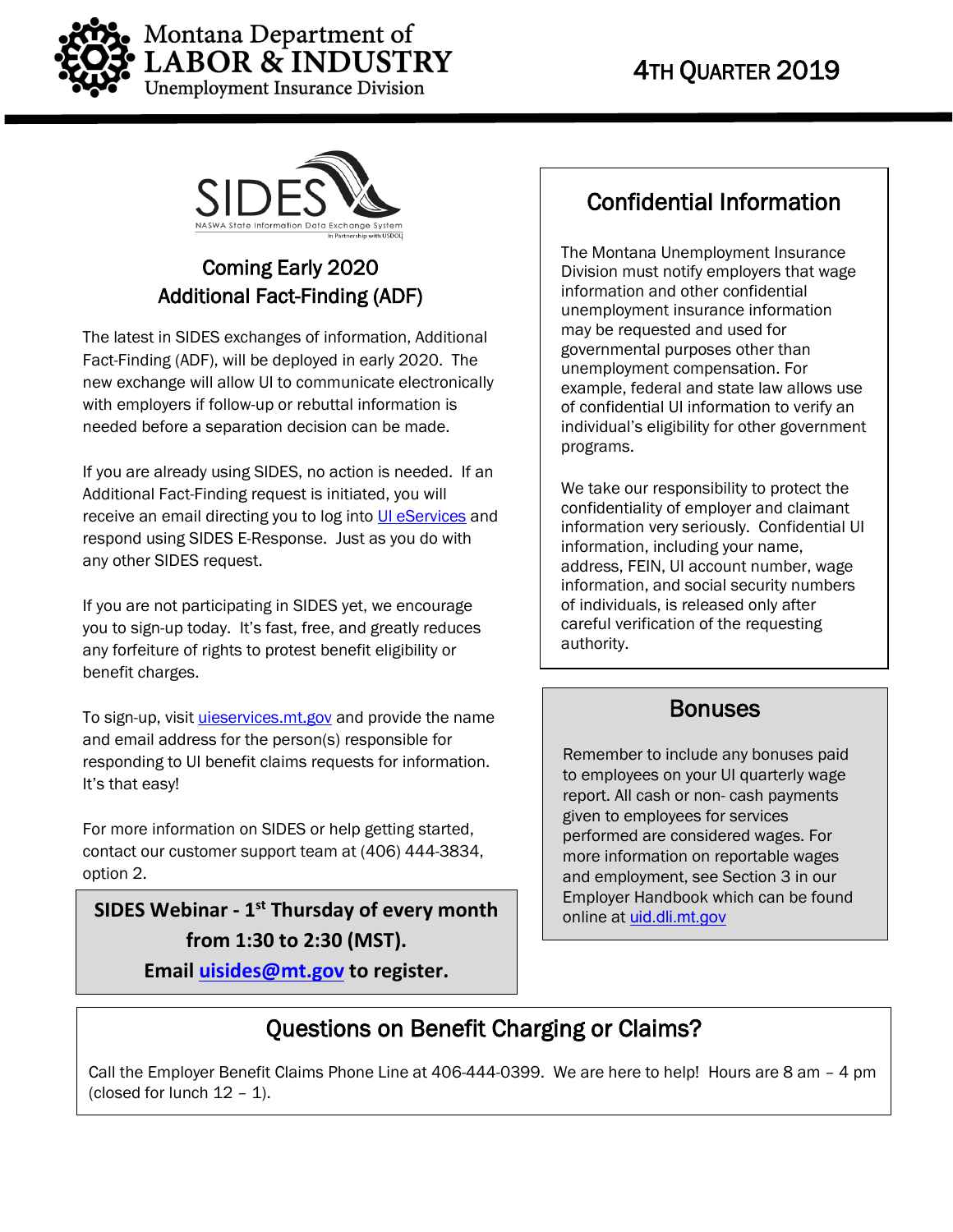# Montana Department of LABOR & INDUSTRY
Unemployment Insurance Division

4TH QUARTER 2019

SIDES
NASWA State Information Data Exchange System
In Partnership with USDOL

## Coming Early 2020
## Additional Fact-Finding (ADF)

The latest in SIDES exchanges of information, Additional Fact-Finding (ADF), will be deployed in early 2020. The new exchange will allow UI to communicate electronically with employers if follow-up or rebuttal information is needed before a separation decision can be made.

If you are already using SIDES, no action is needed. If an Additional Fact-Finding request is initiated, you will receive an email directing you to log into UI eServices and respond using SIDES E-Response. Just as you do with any other SIDES request.

If you are not participating in SIDES yet, we encourage you to sign-up today. It's fast, free, and greatly reduces any forfeiture of rights to protest benefit eligibility or benefit charges.

To sign-up, visit uieservices.mt.gov and provide the name and email address for the person(s) responsible for responding to UI benefit claims requests for information. It's that easy!

For more information on SIDES or help getting started, contact our customer support team at (406) 444-3834, option 2.

**SIDES Webinar - 1st Thursday of every month from 1:30 to 2:30 (MST). Email uisides@mt.gov to register.**

## Confidential Information

The Montana Unemployment Insurance Division must notify employers that wage information and other confidential unemployment insurance information may be requested and used for governmental purposes other than unemployment compensation. For example, federal and state law allows use of confidential UI information to verify an individual's eligibility for other government programs.

We take our responsibility to protect the confidentiality of employer and claimant information very seriously. Confidential UI information, including your name, address, FEIN, UI account number, wage information, and social security numbers of individuals, is released only after careful verification of the requesting authority.

## Bonuses

Remember to include any bonuses paid to employees on your UI quarterly wage report. All cash or non- cash payments given to employees for services performed are considered wages. For more information on reportable wages and employment, see Section 3 in our Employer Handbook which can be found online at uid.dli.mt.gov

## Questions on Benefit Charging or Claims?

Call the Employer Benefit Claims Phone Line at 406-444-0399. We are here to help! Hours are 8 am – 4 pm (closed for lunch 12 – 1).